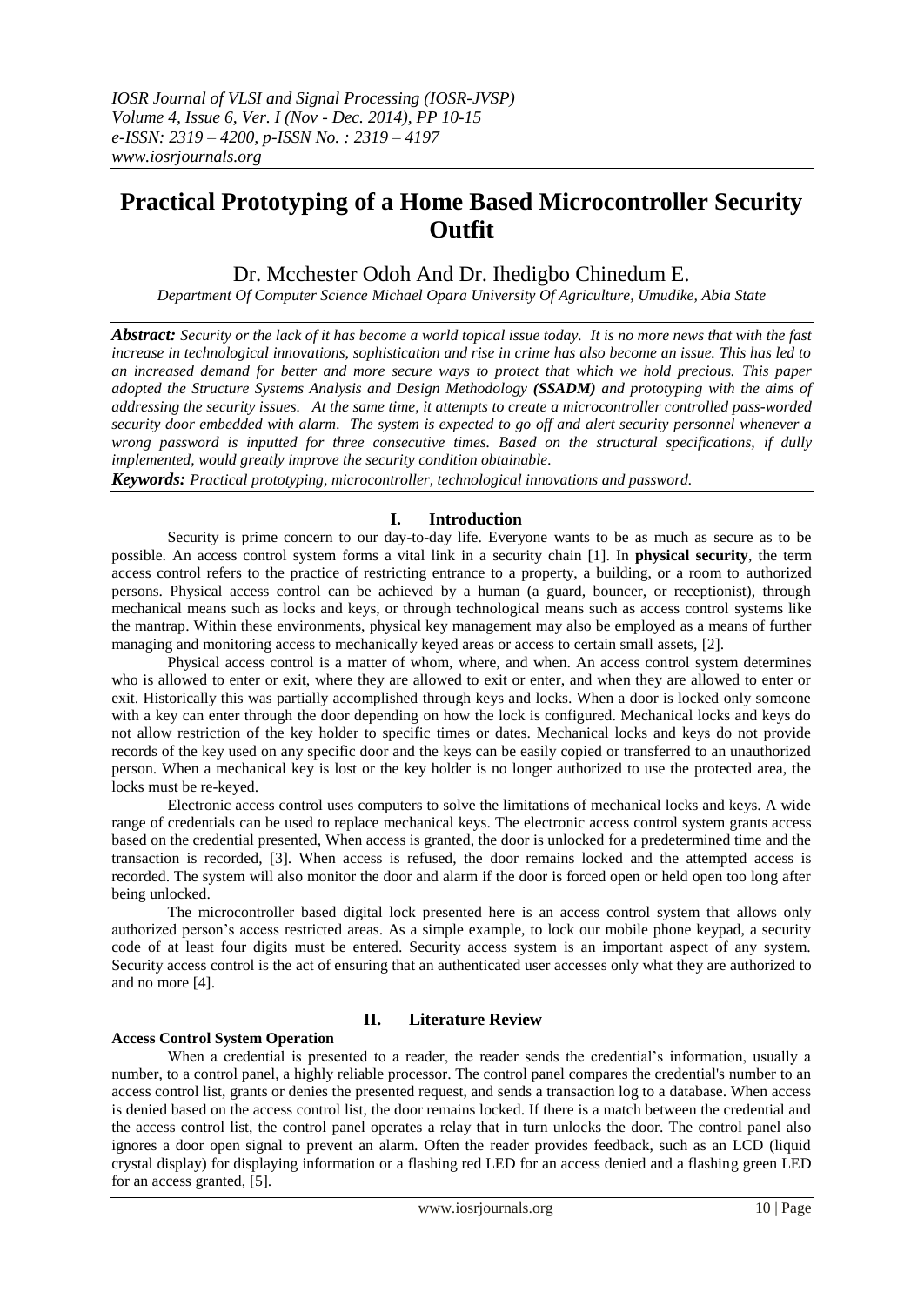# Practical Prototyping of a Home Based Microcontroller Security Outfit

Dr. Mcchester Odoh And Dr. Ihedigbo Chinedum E.

*Department Of Computer Science Michael Opara University Of Agriculture, Umudike, Abia State*

***Abstract:*** *Security or the lack of it has become a world topical issue today. It is no more news that with the fast increase in technological innovations, sophistication and rise in crime has also become an issue. This has led to an increased demand for better and more secure ways to protect that which we hold precious. This paper adopted the Structure Systems Analysis and Design Methodology **(SSADM)** and prototyping with the aims of addressing the security issues. At the same time, it attempts to create a microcontroller controlled pass-worded security door embedded with alarm. The system is expected to go off and alert security personnel whenever a wrong password is inputted for three consecutive times. Based on the structural specifications, if dully implemented, would greatly improve the security condition obtainable.*

***Keywords:*** *Practical prototyping, microcontroller, technological innovations and password.*

## I. Introduction

Security is prime concern to our day-to-day life. Everyone wants to be as much as secure as to be possible. An access control system forms a vital link in a security chain [1]. In **physical security**, the term access control refers to the practice of restricting entrance to a property, a building, or a room to authorized persons. Physical access control can be achieved by a human (a guard, bouncer, or receptionist), through mechanical means such as locks and keys, or through technological means such as access control systems like the mantrap. Within these environments, physical key management may also be employed as a means of further managing and monitoring access to mechanically keyed areas or access to certain small assets, [2].

Physical access control is a matter of whom, where, and when. An access control system determines who is allowed to enter or exit, where they are allowed to exit or enter, and when they are allowed to enter or exit. Historically this was partially accomplished through keys and locks. When a door is locked only someone with a key can enter through the door depending on how the lock is configured. Mechanical locks and keys do not allow restriction of the key holder to specific times or dates. Mechanical locks and keys do not provide records of the key used on any specific door and the keys can be easily copied or transferred to an unauthorized person. When a mechanical key is lost or the key holder is no longer authorized to use the protected area, the locks must be re-keyed.

Electronic access control uses computers to solve the limitations of mechanical locks and keys. A wide range of credentials can be used to replace mechanical keys. The electronic access control system grants access based on the credential presented, When access is granted, the door is unlocked for a predetermined time and the transaction is recorded, [3]. When access is refused, the door remains locked and the attempted access is recorded. The system will also monitor the door and alarm if the door is forced open or held open too long after being unlocked.

The microcontroller based digital lock presented here is an access control system that allows only authorized person's access restricted areas. As a simple example, to lock our mobile phone keypad, a security code of at least four digits must be entered. Security access system is an important aspect of any system. Security access control is the act of ensuring that an authenticated user accesses only what they are authorized to and no more [4].

## II. Literature Review

### Access Control System Operation

When a credential is presented to a reader, the reader sends the credential's information, usually a number, to a control panel, a highly reliable processor. The control panel compares the credential's number to an access control list, grants or denies the presented request, and sends a transaction log to a database. When access is denied based on the access control list, the door remains locked. If there is a match between the credential and the access control list, the control panel operates a relay that in turn unlocks the door. The control panel also ignores a door open signal to prevent an alarm. Often the reader provides feedback, such as an LCD (liquid crystal display) for displaying information or a flashing red LED for an access denied and a flashing green LED for an access granted, [5].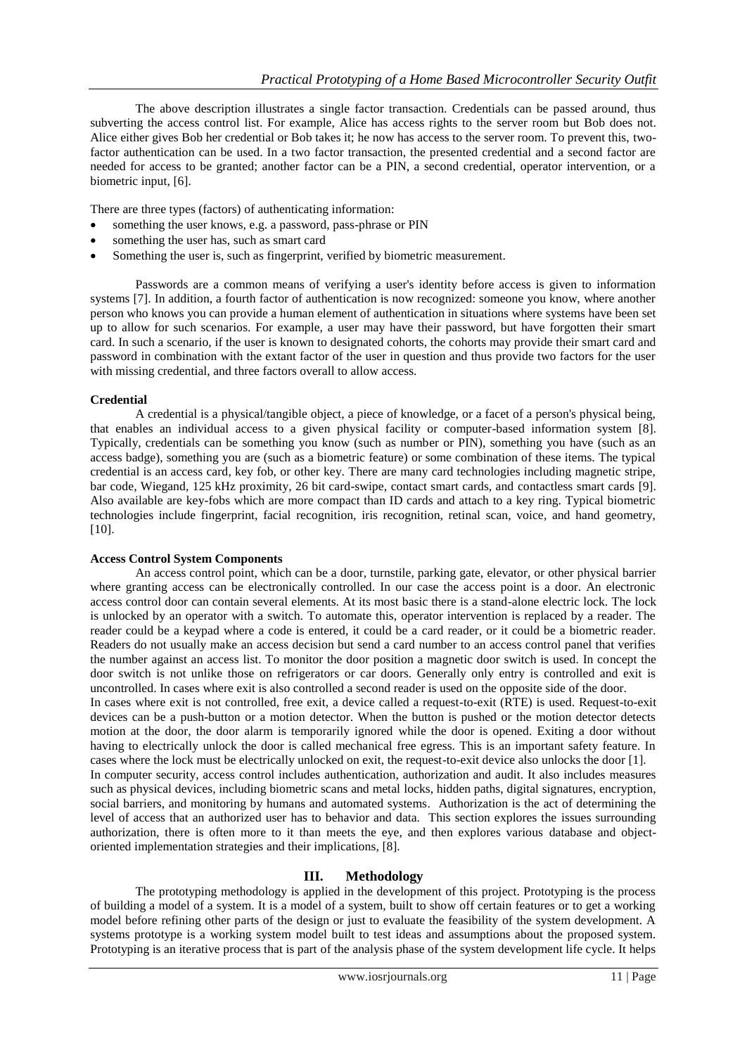The above description illustrates a single factor transaction. Credentials can be passed around, thus subverting the access control list. For example, Alice has access rights to the server room but Bob does not. Alice either gives Bob her credential or Bob takes it; he now has access to the server room. To prevent this, two-factor authentication can be used. In a two factor transaction, the presented credential and a second factor are needed for access to be granted; another factor can be a PIN, a second credential, operator intervention, or a biometric input, [6].

There are three types (factors) of authenticating information:

- something the user knows, e.g. a password, pass-phrase or PIN
- something the user has, such as smart card
- Something the user is, such as fingerprint, verified by biometric measurement.

Passwords are a common means of verifying a user's identity before access is given to information systems [7]. In addition, a fourth factor of authentication is now recognized: someone you know, where another person who knows you can provide a human element of authentication in situations where systems have been set up to allow for such scenarios. For example, a user may have their password, but have forgotten their smart card. In such a scenario, if the user is known to designated cohorts, the cohorts may provide their smart card and password in combination with the extant factor of the user in question and thus provide two factors for the user with missing credential, and three factors overall to allow access.

**Credential**

A credential is a physical/tangible object, a piece of knowledge, or a facet of a person's physical being, that enables an individual access to a given physical facility or computer-based information system [8]. Typically, credentials can be something you know (such as number or PIN), something you have (such as an access badge), something you are (such as a biometric feature) or some combination of these items. The typical credential is an access card, key fob, or other key. There are many card technologies including magnetic stripe, bar code, Wiegand, 125 kHz proximity, 26 bit card-swipe, contact smart cards, and contactless smart cards [9]. Also available are key-fobs which are more compact than ID cards and attach to a key ring. Typical biometric technologies include fingerprint, facial recognition, iris recognition, retinal scan, voice, and hand geometry, [10].

**Access Control System Components**

An access control point, which can be a door, turnstile, parking gate, elevator, or other physical barrier where granting access can be electronically controlled. In our case the access point is a door. An electronic access control door can contain several elements. At its most basic there is a stand-alone electric lock. The lock is unlocked by an operator with a switch. To automate this, operator intervention is replaced by a reader. The reader could be a keypad where a code is entered, it could be a card reader, or it could be a biometric reader. Readers do not usually make an access decision but send a card number to an access control panel that verifies the number against an access list. To monitor the door position a magnetic door switch is used. In concept the door switch is not unlike those on refrigerators or car doors. Generally only entry is controlled and exit is uncontrolled. In cases where exit is also controlled a second reader is used on the opposite side of the door.

In cases where exit is not controlled, free exit, a device called a request-to-exit (RTE) is used. Request-to-exit devices can be a push-button or a motion detector. When the button is pushed or the motion detector detects motion at the door, the door alarm is temporarily ignored while the door is opened. Exiting a door without having to electrically unlock the door is called mechanical free egress. This is an important safety feature. In cases where the lock must be electrically unlocked on exit, the request-to-exit device also unlocks the door [1].

In computer security, access control includes authentication, authorization and audit. It also includes measures such as physical devices, including biometric scans and metal locks, hidden paths, digital signatures, encryption, social barriers, and monitoring by humans and automated systems. Authorization is the act of determining the level of access that an authorized user has to behavior and data. This section explores the issues surrounding authorization, there is often more to it than meets the eye, and then explores various database and object-oriented implementation strategies and their implications, [8].

## III. Methodology

The prototyping methodology is applied in the development of this project. Prototyping is the process of building a model of a system. It is a model of a system, built to show off certain features or to get a working model before refining other parts of the design or just to evaluate the feasibility of the system development. A systems prototype is a working system model built to test ideas and assumptions about the proposed system. Prototyping is an iterative process that is part of the analysis phase of the system development life cycle. It helps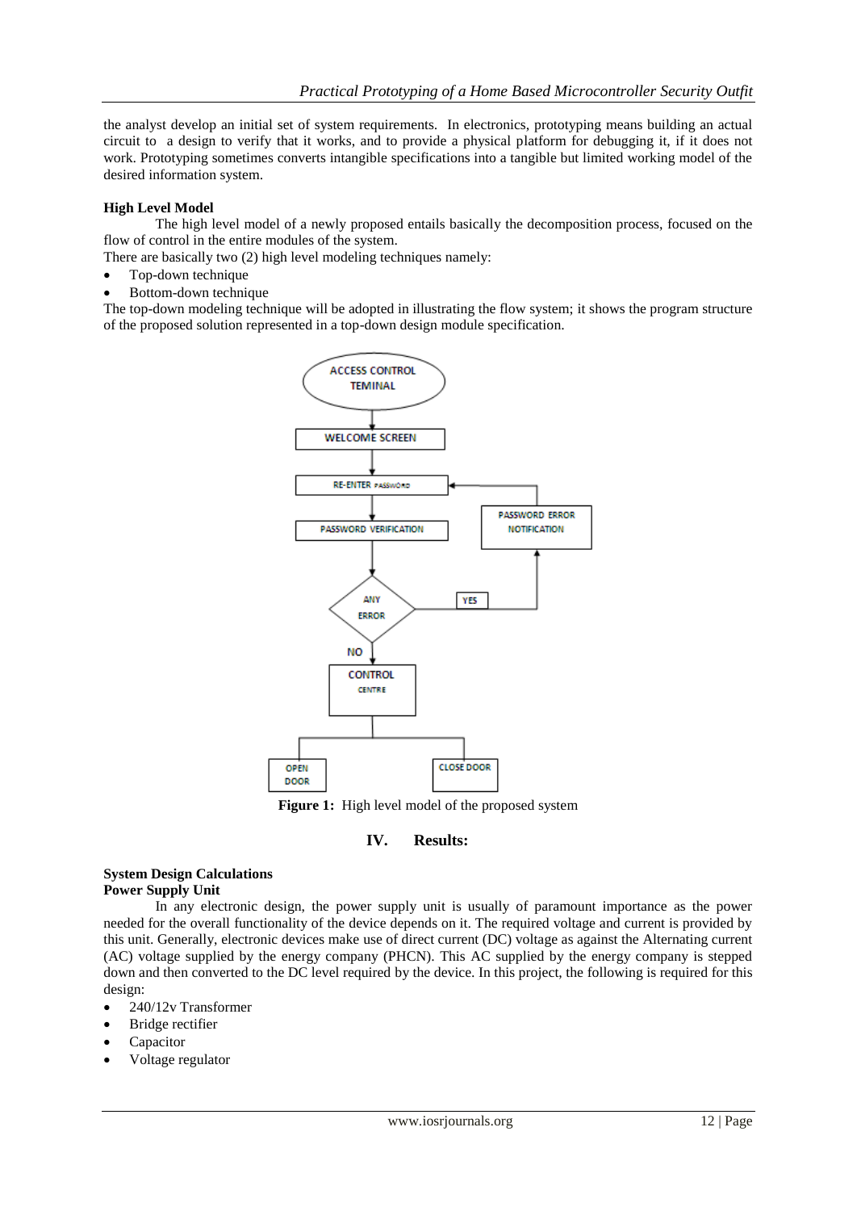the analyst develop an initial set of system requirements. In electronics, prototyping means building an actual circuit to a design to verify that it works, and to provide a physical platform for debugging it, if it does not work. Prototyping sometimes converts intangible specifications into a tangible but limited working model of the desired information system.

**High Level Model**

The high level model of a newly proposed entails basically the decomposition process, focused on the flow of control in the entire modules of the system.

There are basically two (2) high level modeling techniques namely:

- Top-down technique
- Bottom-down technique

The top-down modeling technique will be adopted in illustrating the flow system; it shows the program structure of the proposed solution represented in a top-down design module specification.

ACCESS CONTROL TEMINAL

WELCOME SCREEN

RE-ENTER PASSWORD

PASSWORD VERIFICATION

PASSWORD ERROR NOTIFICATION

ANY ERROR

YES

NO

CONTROL CENTRE

OPEN DOOR

CLOSE DOOR

**Figure 1:** High level model of the proposed system

## IV. Results:

**System Design Calculations**

**Power Supply Unit**

In any electronic design, the power supply unit is usually of paramount importance as the power needed for the overall functionality of the device depends on it. The required voltage and current is provided by this unit. Generally, electronic devices make use of direct current (DC) voltage as against the Alternating current (AC) voltage supplied by the energy company (PHCN). This AC supplied by the energy company is stepped down and then converted to the DC level required by the device. In this project, the following is required for this design:

- 240/12v Transformer
- Bridge rectifier
- Capacitor
- Voltage regulator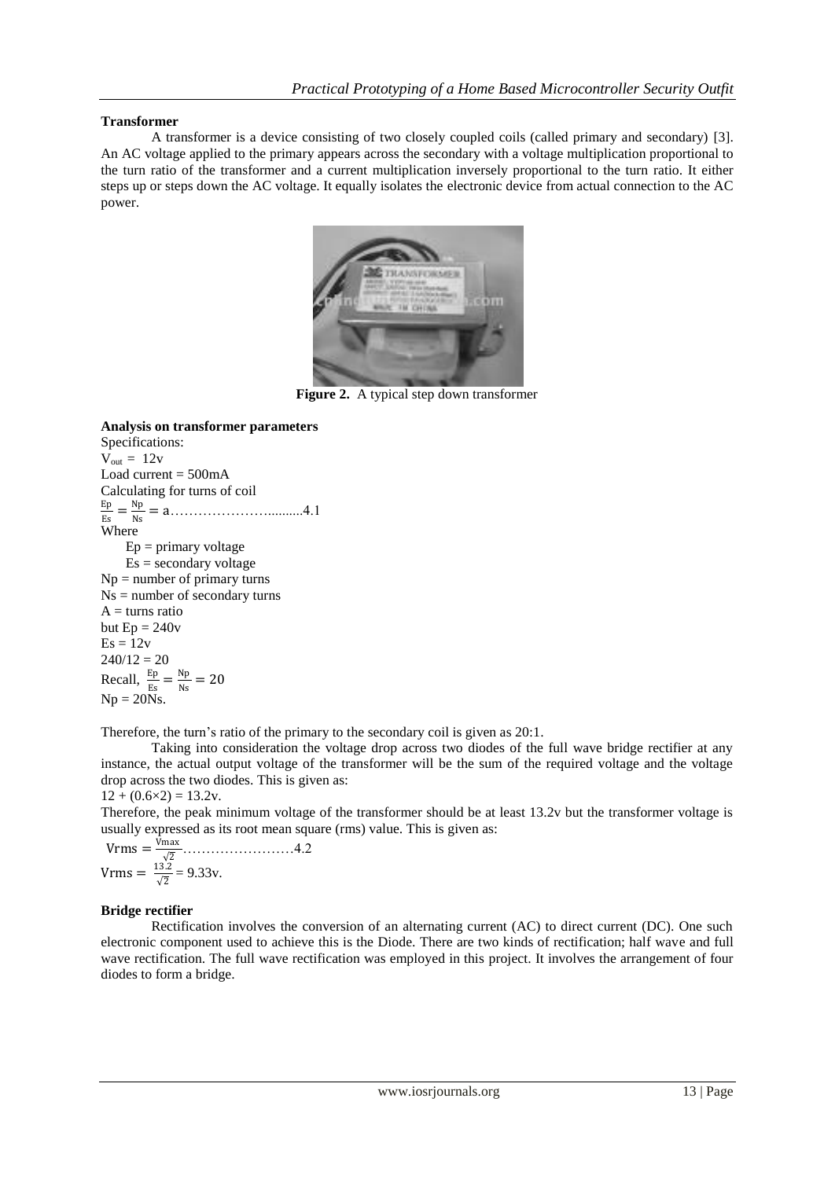**Transformer**

A transformer is a device consisting of two closely coupled coils (called primary and secondary) [3]. An AC voltage applied to the primary appears across the secondary with a voltage multiplication proportional to the turn ratio of the transformer and a current multiplication inversely proportional to the turn ratio. It either steps up or steps down the AC voltage. It equally isolates the electronic device from actual connection to the AC power.

**Figure 2.** A typical step down transformer

**Analysis on transformer parameters**

Specifications:

$V_{out} = 12v$

Load current = 500mA

Calculating for turns of coil

$$\frac{Ep}{Es} = \frac{Np}{Ns} = a \qquad (4.1)$$

Where

Ep = primary voltage

Es = secondary voltage

Np = number of primary turns

Ns = number of secondary turns

A = turns ratio

but Ep = 240v

Es = 12v

240/12 = 20

Recall, $\frac{Ep}{Es} = \frac{Np}{Ns} = 20$

Np = 20Ns.

Therefore, the turn's ratio of the primary to the secondary coil is given as 20:1.

Taking into consideration the voltage drop across two diodes of the full wave bridge rectifier at any instance, the actual output voltage of the transformer will be the sum of the required voltage and the voltage drop across the two diodes. This is given as:

$12 + (0.6\times2) = 13.2v$.

Therefore, the peak minimum voltage of the transformer should be at least 13.2v but the transformer voltage is usually expressed as its root mean square (rms) value. This is given as:

$$Vrms = \frac{Vmax}{\sqrt{2}} \qquad (4.2)$$

$$Vrms = \frac{13.2}{\sqrt{2}} = 9.33v.$$

**Bridge rectifier**

Rectification involves the conversion of an alternating current (AC) to direct current (DC). One such electronic component used to achieve this is the Diode. There are two kinds of rectification; half wave and full wave rectification. The full wave rectification was employed in this project. It involves the arrangement of four diodes to form a bridge.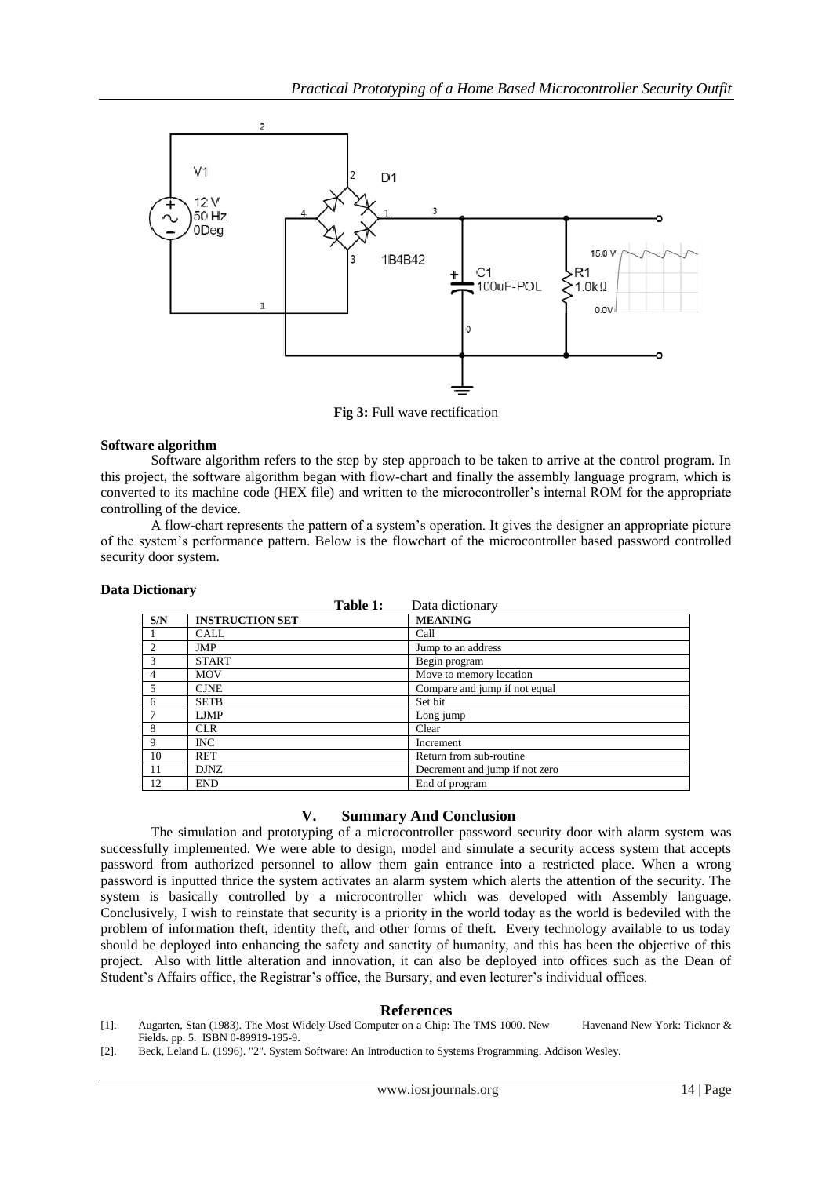**Fig 3:** Full wave rectification

#### Software algorithm

Software algorithm refers to the step by step approach to be taken to arrive at the control program. In this project, the software algorithm began with flow-chart and finally the assembly language program, which is converted to its machine code (HEX file) and written to the microcontroller's internal ROM for the appropriate controlling of the device.

A flow-chart represents the pattern of a system's operation. It gives the designer an appropriate picture of the system's performance pattern. Below is the flowchart of the microcontroller based password controlled security door system.

#### Data Dictionary

**Table 1:** Data dictionary

| S/N | INSTRUCTION SET | MEANING |
|---|---|---|
| 1 | CALL | Call |
| 2 | JMP | Jump to an address |
| 3 | START | Begin program |
| 4 | MOV | Move to memory location |
| 5 | CJNE | Compare and jump if not equal |
| 6 | SETB | Set bit |
| 7 | LJMP | Long jump |
| 8 | CLR | Clear |
| 9 | INC | Increment |
| 10 | RET | Return from sub-routine |
| 11 | DJNZ | Decrement and jump if not zero |
| 12 | END | End of program |

## V. Summary And Conclusion

The simulation and prototyping of a microcontroller password security door with alarm system was successfully implemented. We were able to design, model and simulate a security access system that accepts password from authorized personnel to allow them gain entrance into a restricted place. When a wrong password is inputted thrice the system activates an alarm system which alerts the attention of the security. The system is basically controlled by a microcontroller which was developed with Assembly language. Conclusively, I wish to reinstate that security is a priority in the world today as the world is bedeviled with the problem of information theft, identity theft, and other forms of theft. Every technology available to us today should be deployed into enhancing the safety and sanctity of humanity, and this has been the objective of this project. Also with little alteration and innovation, it can also be deployed into offices such as the Dean of Student's Affairs office, the Registrar's office, the Bursary, and even lecturer's individual offices.

## References

[1]. Augarten, Stan (1983). The Most Widely Used Computer on a Chip: The TMS 1000. New Havenand New York: Ticknor & Fields. pp. 5. ISBN 0-89919-195-9.

[2]. Beck, Leland L. (1996). "2". System Software: An Introduction to Systems Programming. Addison Wesley.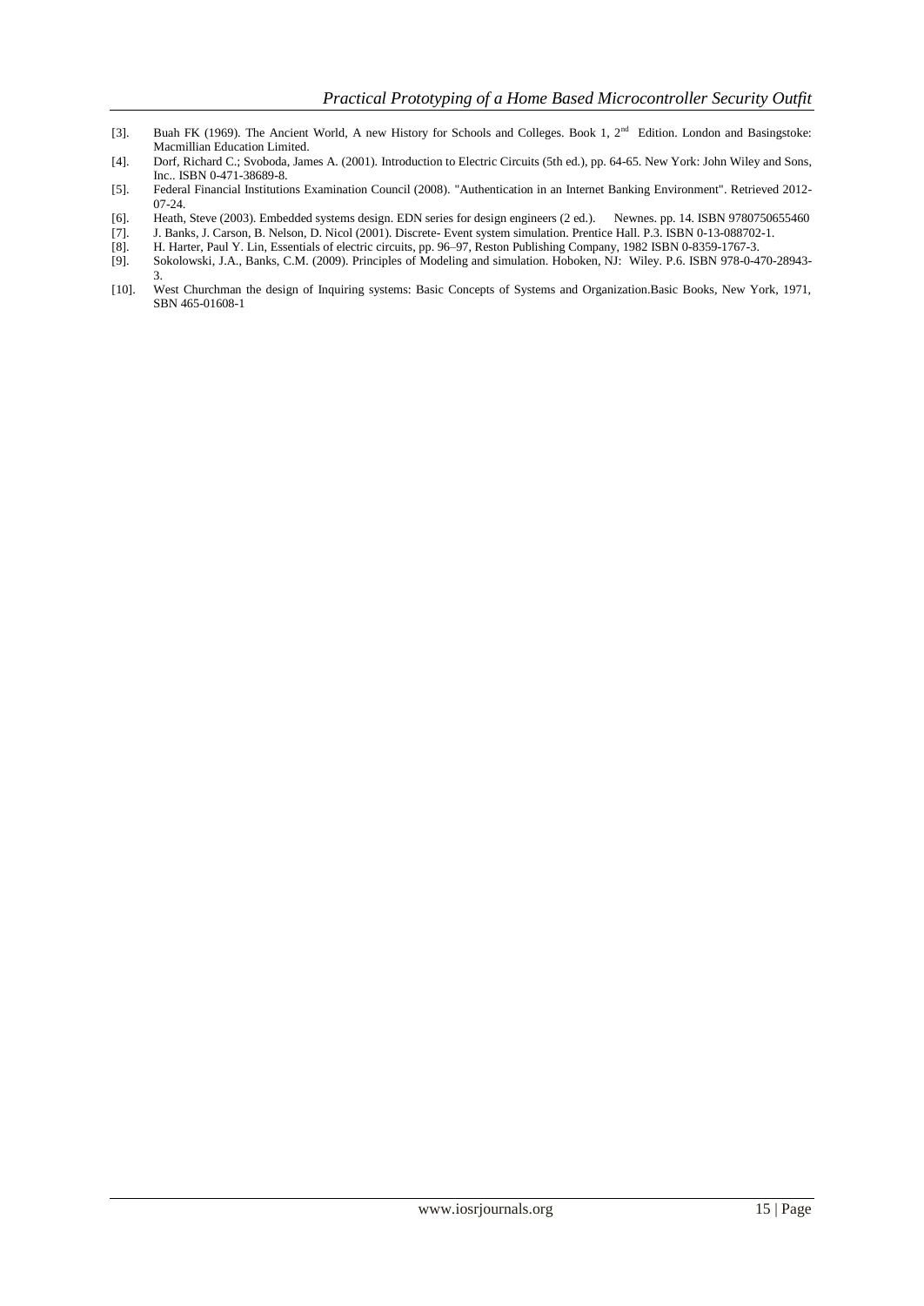[3]. Buah FK (1969). The Ancient World, A new History for Schools and Colleges. Book 1, 2nd Edition. London and Basingstoke: Macmillian Education Limited.

[4]. Dorf, Richard C.; Svoboda, James A. (2001). Introduction to Electric Circuits (5th ed.), pp. 64-65. New York: John Wiley and Sons, Inc.. ISBN 0-471-38689-8.

[5]. Federal Financial Institutions Examination Council (2008). "Authentication in an Internet Banking Environment". Retrieved 2012-07-24.

[6]. Heath, Steve (2003). Embedded systems design. EDN series for design engineers (2 ed.). Newnes. pp. 14. ISBN 9780750655460

[7]. J. Banks, J. Carson, B. Nelson, D. Nicol (2001). Discrete- Event system simulation. Prentice Hall. P.3. ISBN 0-13-088702-1.

[8]. H. Harter, Paul Y. Lin, Essentials of electric circuits, pp. 96–97, Reston Publishing Company, 1982 ISBN 0-8359-1767-3.

[9]. Sokolowski, J.A., Banks, C.M. (2009). Principles of Modeling and simulation. Hoboken, NJ: Wiley. P.6. ISBN 978-0-470-28943-3.

[10]. West Churchman the design of Inquiring systems: Basic Concepts of Systems and Organization.Basic Books, New York, 1971, SBN 465-01608-1